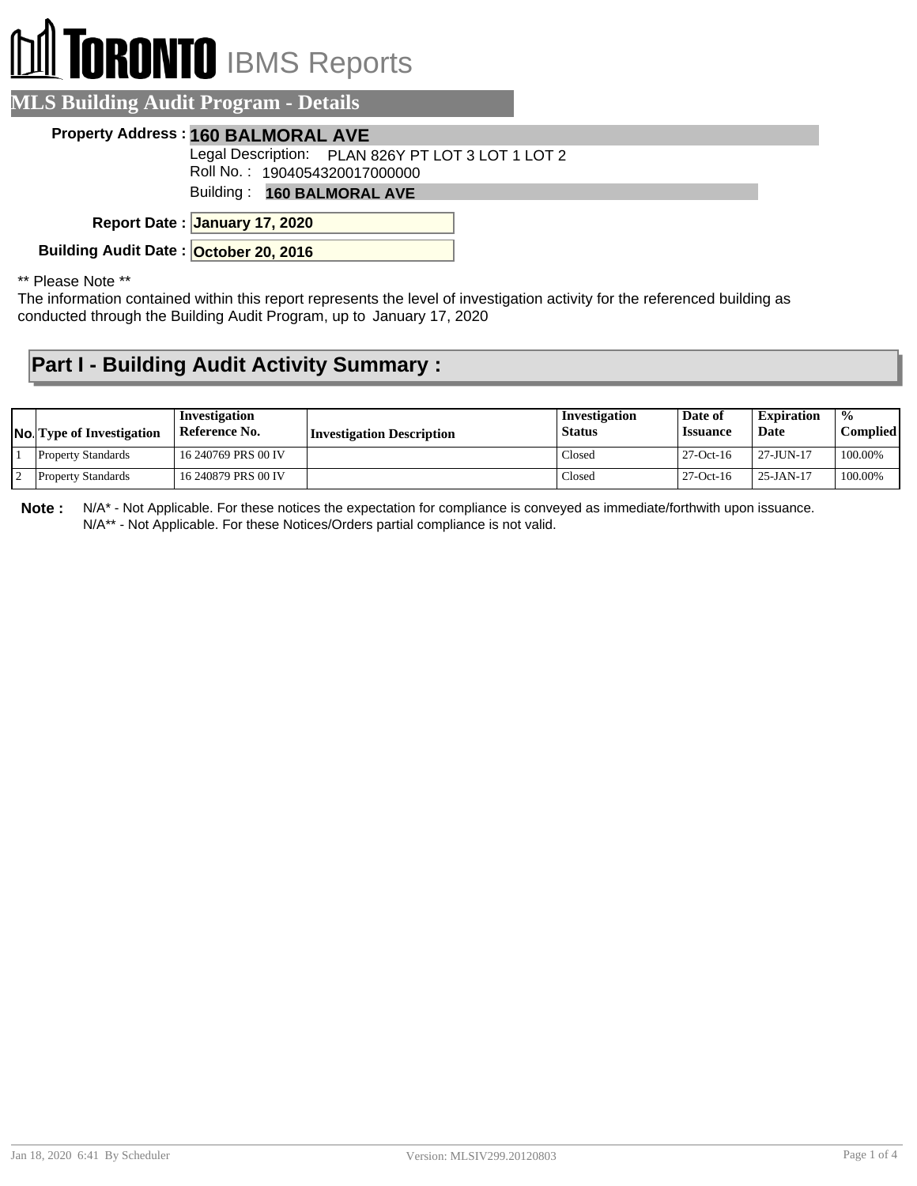# TORONTO IBMS Reports

## MLS Building Audit Program - Details

**Property Address :** **160 BALMORAL AVE**

Legal Description: PLAN 826Y PT LOT 3 LOT 1 LOT 2

Roll No. : 1904054320017000000

Building : **160 BALMORAL AVE**

**Report Date :** **January 17, 2020**

**Building Audit Date :** **October 20, 2016**

** Please Note **

The information contained within this report represents the level of investigation activity for the referenced building as conducted through the Building Audit Program, up to January 17, 2020

## Part I - Building Audit Activity Summary :

| No. | Type of Investigation | Investigation Reference No. | Investigation Description | Investigation Status | Date of Issuance | Expiration Date | % Complied |
|---|---|---|---|---|---|---|---|
| 1 | Property Standards | 16 240769 PRS 00 IV | | Closed | 27-Oct-16 | 27-JUN-17 | 100.00% |
| 2 | Property Standards | 16 240879 PRS 00 IV | | Closed | 27-Oct-16 | 25-JAN-17 | 100.00% |

**Note :** N/A* - Not Applicable. For these notices the expectation for compliance is conveyed as immediate/forthwith upon issuance.
N/A** - Not Applicable. For these Notices/Orders partial compliance is not valid.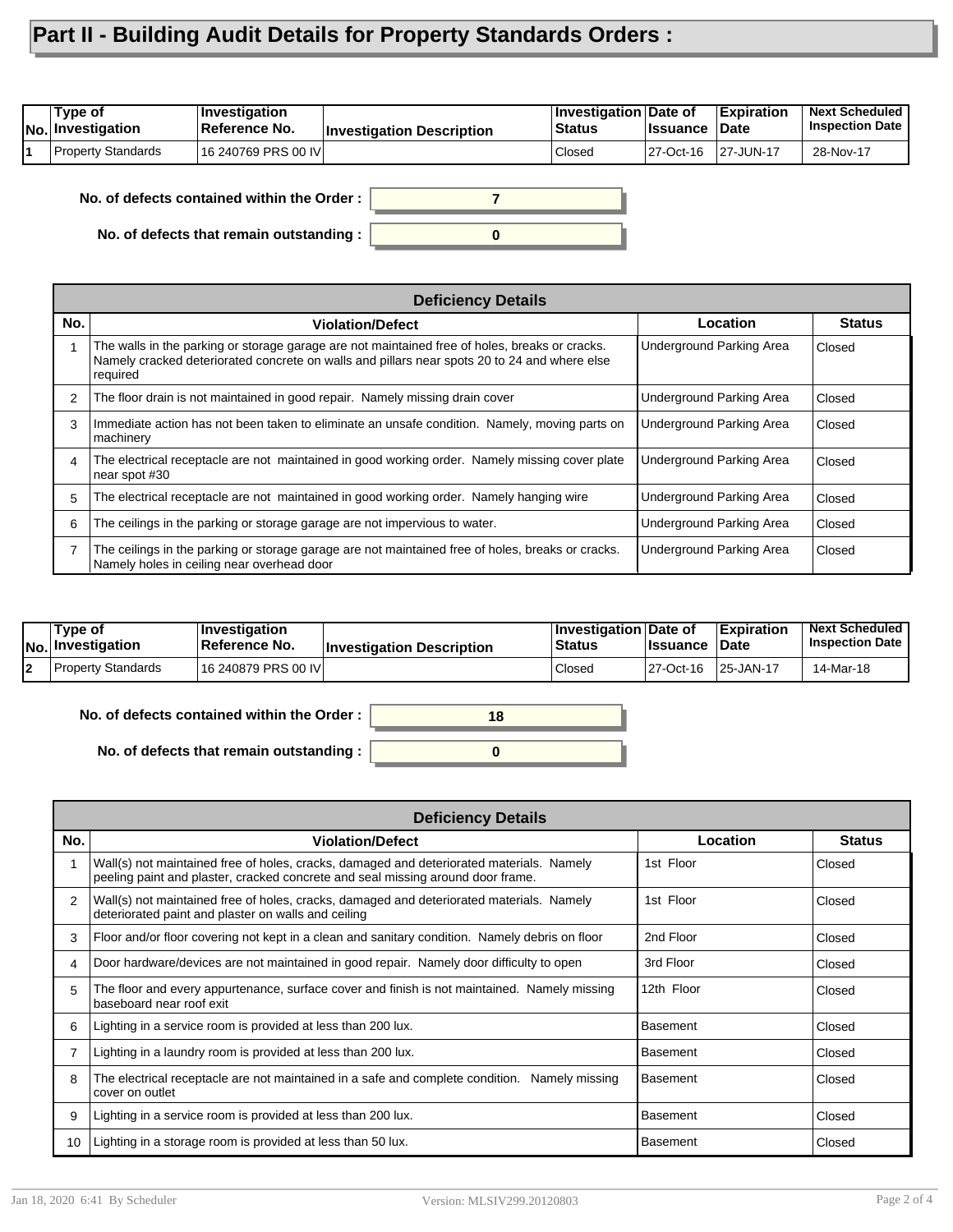# Part II - Building Audit Details for Property Standards Orders :

| No. | Type of Investigation | Investigation Reference No. | Investigation Description | Investigation Status | Date of Issuance | Expiration Date | Next Scheduled Inspection Date |
|---|---|---|---|---|---|---|---|
| 1 | Property Standards | 16 240769 PRS 00 IV | | Closed | 27-Oct-16 | 27-JUN-17 | 28-Nov-17 |

**No. of defects contained within the Order :** 7

**No. of defects that remain outstanding :** 0

| Deficiency Details | | | |
|---|---|---|---|
| **No.** | **Violation/Defect** | **Location** | **Status** |
| 1 | The walls in the parking or storage garage are not maintained free of holes, breaks or cracks. Namely cracked deteriorated concrete on walls and pillars near spots 20 to 24 and where else required | Underground Parking Area | Closed |
| 2 | The floor drain is not maintained in good repair. Namely missing drain cover | Underground Parking Area | Closed |
| 3 | Immediate action has not been taken to eliminate an unsafe condition. Namely, moving parts on machinery | Underground Parking Area | Closed |
| 4 | The electrical receptacle are not maintained in good working order. Namely missing cover plate near spot #30 | Underground Parking Area | Closed |
| 5 | The electrical receptacle are not maintained in good working order. Namely hanging wire | Underground Parking Area | Closed |
| 6 | The ceilings in the parking or storage garage are not impervious to water. | Underground Parking Area | Closed |
| 7 | The ceilings in the parking or storage garage are not maintained free of holes, breaks or cracks. Namely holes in ceiling near overhead door | Underground Parking Area | Closed |

| No. | Type of Investigation | Investigation Reference No. | Investigation Description | Investigation Status | Date of Issuance | Expiration Date | Next Scheduled Inspection Date |
|---|---|---|---|---|---|---|---|
| 2 | Property Standards | 16 240879 PRS 00 IV | | Closed | 27-Oct-16 | 25-JAN-17 | 14-Mar-18 |

**No. of defects contained within the Order :** 18

**No. of defects that remain outstanding :** 0

| Deficiency Details | | | |
|---|---|---|---|
| **No.** | **Violation/Defect** | **Location** | **Status** |
| 1 | Wall(s) not maintained free of holes, cracks, damaged and deteriorated materials. Namely peeling paint and plaster, cracked concrete and seal missing around door frame. | 1st Floor | Closed |
| 2 | Wall(s) not maintained free of holes, cracks, damaged and deteriorated materials. Namely deteriorated paint and plaster on walls and ceiling | 1st Floor | Closed |
| 3 | Floor and/or floor covering not kept in a clean and sanitary condition. Namely debris on floor | 2nd Floor | Closed |
| 4 | Door hardware/devices are not maintained in good repair. Namely door difficulty to open | 3rd Floor | Closed |
| 5 | The floor and every appurtenance, surface cover and finish is not maintained. Namely missing baseboard near roof exit | 12th Floor | Closed |
| 6 | Lighting in a service room is provided at less than 200 lux. | Basement | Closed |
| 7 | Lighting in a laundry room is provided at less than 200 lux. | Basement | Closed |
| 8 | The electrical receptacle are not maintained in a safe and complete condition. Namely missing cover on outlet | Basement | Closed |
| 9 | Lighting in a service room is provided at less than 200 lux. | Basement | Closed |
| 10 | Lighting in a storage room is provided at less than 50 lux. | Basement | Closed |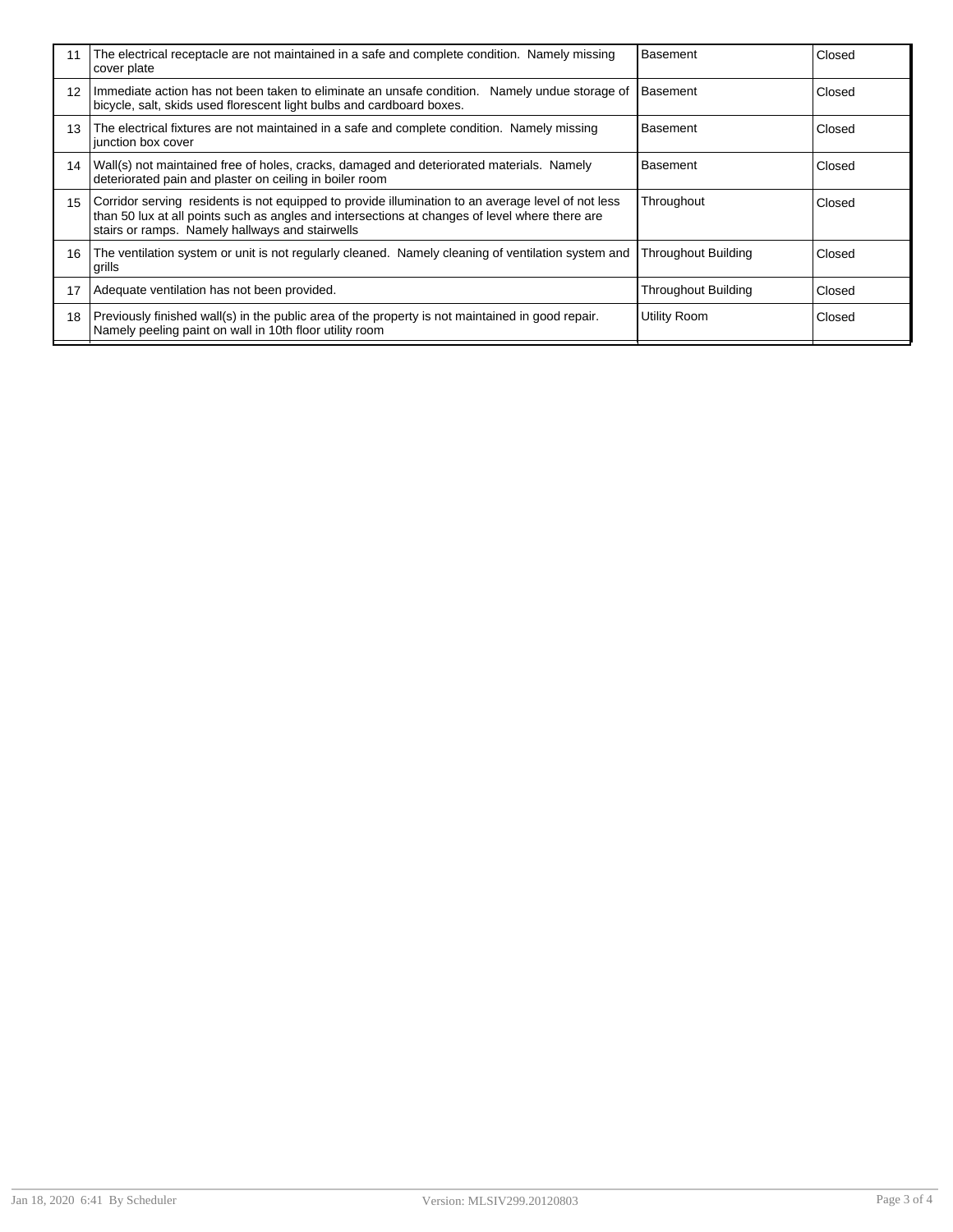| | | | |
|---|---|---|---|
| 11 | The electrical receptacle are not maintained in a safe and complete condition. Namely missing cover plate | Basement | Closed |
| 12 | Immediate action has not been taken to eliminate an unsafe condition. Namely undue storage of bicycle, salt, skids used florescent light bulbs and cardboard boxes. | Basement | Closed |
| 13 | The electrical fixtures are not maintained in a safe and complete condition. Namely missing junction box cover | Basement | Closed |
| 14 | Wall(s) not maintained free of holes, cracks, damaged and deteriorated materials. Namely deteriorated pain and plaster on ceiling in boiler room | Basement | Closed |
| 15 | Corridor serving residents is not equipped to provide illumination to an average level of not less than 50 lux at all points such as angles and intersections at changes of level where there are stairs or ramps. Namely hallways and stairwells | Throughout | Closed |
| 16 | The ventilation system or unit is not regularly cleaned. Namely cleaning of ventilation system and grills | Throughout Building | Closed |
| 17 | Adequate ventilation has not been provided. | Throughout Building | Closed |
| 18 | Previously finished wall(s) in the public area of the property is not maintained in good repair. Namely peeling paint on wall in 10th floor utility room | Utility Room | Closed |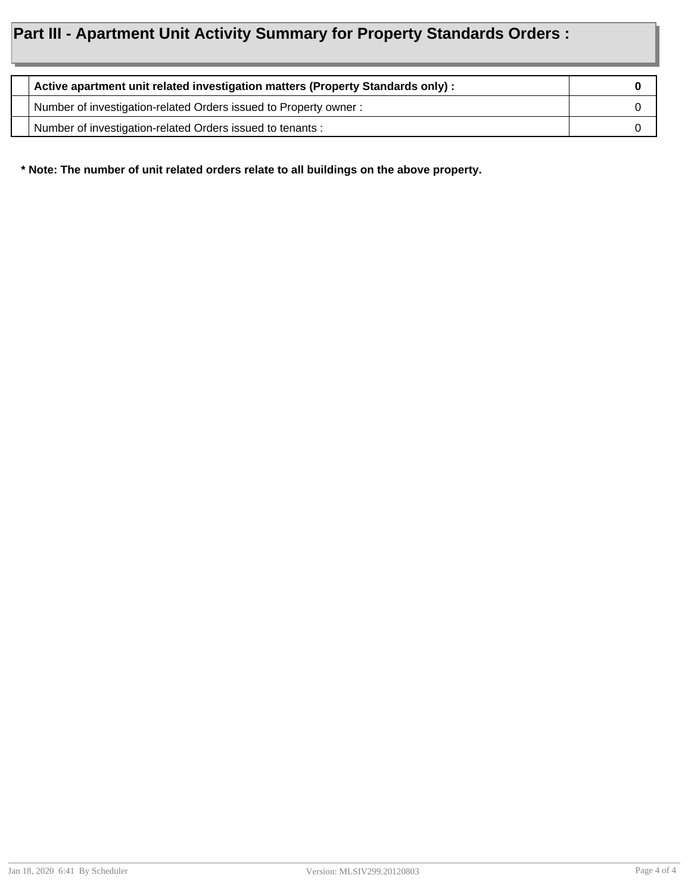## Part III - Apartment Unit Activity Summary for Property Standards Orders :

| | | |
|---|---|---|
| | **Active apartment unit related investigation matters (Property Standards only) :** | **0** |
| | Number of investigation-related Orders issued to Property owner : | 0 |
| | Number of investigation-related Orders issued to tenants : | 0 |

**\* Note: The number of unit related orders relate to all buildings on the above property.**